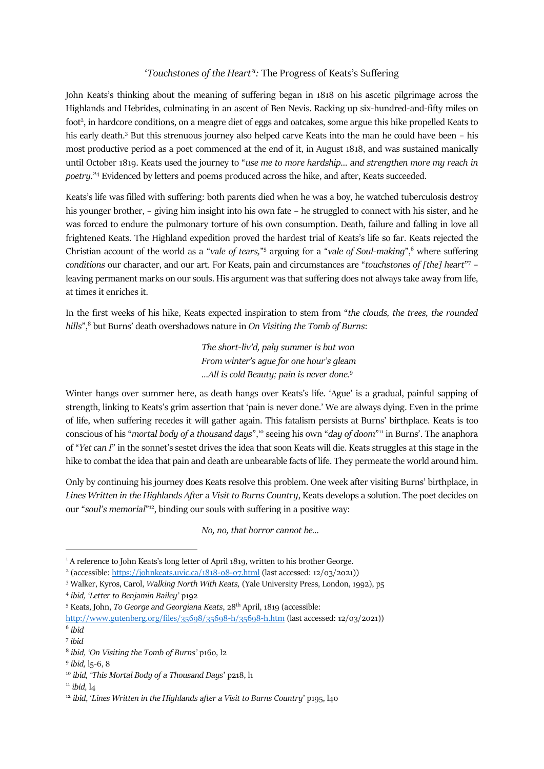## '*Touchstones of the Heart*'[1]*:* The Progress of Keats's Suffering

John Keats's thinking about the meaning of suffering began in 1818 on his ascetic pilgrimage across the Highlands and Hebrides, culminating in an ascent of Ben Nevis. Racking up six-hundred-and-fifty miles on foot[2], in hardcore conditions, on a meagre diet of eggs and oatcakes, some argue this hike propelled Keats to his early death.[3] But this strenuous journey also helped carve Keats into the man he could have been – his most productive period as a poet commenced at the end of it, in August 1818, and was sustained manically until October 1819. Keats used the journey to "*use me to more hardship... and strengthen more my reach in poetry.*"[4] Evidenced by letters and poems produced across the hike, and after, Keats succeeded.

Keats's life was filled with suffering: both parents died when he was a boy, he watched tuberculosis destroy his younger brother, – giving him insight into his own fate – he struggled to connect with his sister, and he was forced to endure the pulmonary torture of his own consumption. Death, failure and falling in love all frightened Keats. The Highland expedition proved the hardest trial of Keats's life so far. Keats rejected the Christian account of the world as a "*vale of tears,*"[5] arguing for a "*vale of Soul-making*",[6] where suffering *conditions* our character, and our art. For Keats, pain and circumstances are "*touchstones of [the] heart*"[7] – leaving permanent marks on our souls. His argument was that suffering does not always take away from life, at times it enriches it.

In the first weeks of his hike, Keats expected inspiration to stem from "*the clouds, the trees, the rounded hills*",[8] but Burns' death overshadows nature in *On Visiting the Tomb of Burns*:

> *The short-liv'd, paly summer is but won*
> *From winter's ague for one hour's gleam*
> *...All is cold Beauty; pain is never done.*[9]

Winter hangs over summer here, as death hangs over Keats's life. 'Ague' is a gradual, painful sapping of strength, linking to Keats's grim assertion that 'pain is never done.' We are always dying. Even in the prime of life, when suffering recedes it will gather again. This fatalism persists at Burns' birthplace. Keats is too conscious of his "*mortal body of a thousand days*",[10] seeing his own "*day of doom*"[11] in Burns'. The anaphora of "*Yet can I*" in the sonnet's sestet drives the idea that soon Keats will die. Keats struggles at this stage in the hike to combat the idea that pain and death are unbearable facts of life. They permeate the world around him.

Only by continuing his journey does Keats resolve this problem. One week after visiting Burns' birthplace, in *Lines Written in the Highlands After a Visit to Burns Country*, Keats develops a solution. The poet decides on our "*soul's memorial*"[12], binding our souls with suffering in a positive way:

> *No, no, that horror cannot be...*

---

[1] A reference to John Keats's long letter of April 1819, written to his brother George.

[2] (accessible: https://johnkeats.uvic.ca/1818-08-07.html (last accessed: 12/03/2021))

[3] Walker, Kyros, Carol, *Walking North With Keats,* (Yale University Press, London, 1992), p5

[4] *ibid, 'Letter to Benjamin Bailey'* p192

[5] Keats, John, *To George and Georgiana Keats*, 28th April, 1819 (accessible: http://www.gutenberg.org/files/35698/35698-h/35698-h.htm (last accessed: 12/03/2021))

[6] *ibid*

[7] *ibid*

[8] *ibid, 'On Visiting the Tomb of Burns'* p160, l2

[9] *ibid,* l5-6, 8

[10] *ibid, 'This Mortal Body of a Thousand Days*' p218, l1

[11] *ibid,* l4

[12] *ibid*, *'Lines Written in the Highlands after a Visit to Burns Country*' p195, l40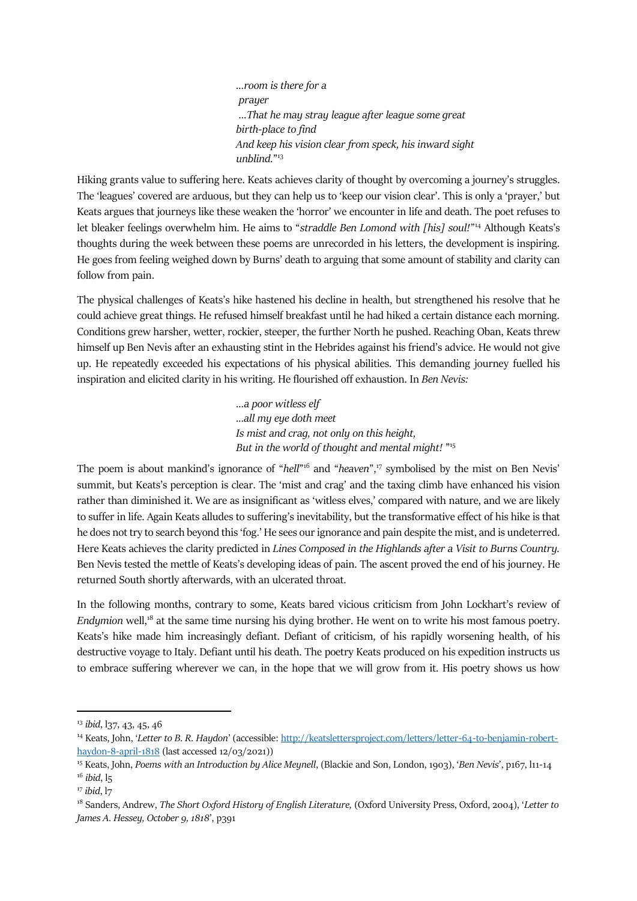> *...room is there for a*
> *prayer*
> *...That he may stray league after league some great*
> *birth-place to find*
> *And keep his vision clear from speck, his inward sight*
> *unblind.*"[13]

Hiking grants value to suffering here. Keats achieves clarity of thought by overcoming a journey's struggles. The 'leagues' covered are arduous, but they can help us to 'keep our vision clear'. This is only a 'prayer,' but Keats argues that journeys like these weaken the 'horror' we encounter in life and death. The poet refuses to let bleaker feelings overwhelm him. He aims to "*straddle Ben Lomond with [his] soul!*"[14] Although Keats's thoughts during the week between these poems are unrecorded in his letters, the development is inspiring. He goes from feeling weighed down by Burns' death to arguing that some amount of stability and clarity can follow from pain.

The physical challenges of Keats's hike hastened his decline in health, but strengthened his resolve that he could achieve great things. He refused himself breakfast until he had hiked a certain distance each morning. Conditions grew harsher, wetter, rockier, steeper, the further North he pushed. Reaching Oban, Keats threw himself up Ben Nevis after an exhausting stint in the Hebrides against his friend's advice. He would not give up. He repeatedly exceeded his expectations of his physical abilities. This demanding journey fuelled his inspiration and elicited clarity in his writing. He flourished off exhaustion. In *Ben Nevis:*

> *...a poor witless elf*
> *...all my eye doth meet*
> *Is mist and crag, not only on this height,*
> *But in the world of thought and mental might!* "[15]

The poem is about mankind's ignorance of "*hell*"[16] and "*heaven*",[17] symbolised by the mist on Ben Nevis' summit, but Keats's perception is clear. The 'mist and crag' and the taxing climb have enhanced his vision rather than diminished it. We are as insignificant as 'witless elves,' compared with nature, and we are likely to suffer in life. Again Keats alludes to suffering's inevitability, but the transformative effect of his hike is that he does not try to search beyond this 'fog.' He sees our ignorance and pain despite the mist, and is undeterred. Here Keats achieves the clarity predicted in *Lines Composed in the Highlands after a Visit to Burns Country.* Ben Nevis tested the mettle of Keats's developing ideas of pain. The ascent proved the end of his journey. He returned South shortly afterwards, with an ulcerated throat.

In the following months, contrary to some, Keats bared vicious criticism from John Lockhart's review of *Endymion* well,[18] at the same time nursing his dying brother. He went on to write his most famous poetry. Keats's hike made him increasingly defiant. Defiant of criticism, of his rapidly worsening health, of his destructive voyage to Italy. Defiant until his death. The poetry Keats produced on his expedition instructs us to embrace suffering wherever we can, in the hope that we will grow from it. His poetry shows us how

---

[13] *ibid*, l37, 43, 45, 46

[14] Keats, John, '*Letter to B. R. Haydon*' (accessible: http://keatslettersproject.com/letters/letter-64-to-benjamin-robert-haydon-8-april-1818 (last accessed 12/03/2021))

[15] Keats, John, *Poems with an Introduction by Alice Meynell*, (Blackie and Son, London, 1903), '*Ben Nevis*', p167, l11-14

[16] *ibid*, l5

[17] *ibid*, l7

[18] Sanders, Andrew, *The Short Oxford History of English Literature,* (Oxford University Press, Oxford, 2004), '*Letter to James A. Hessey, October 9, 1818*', p391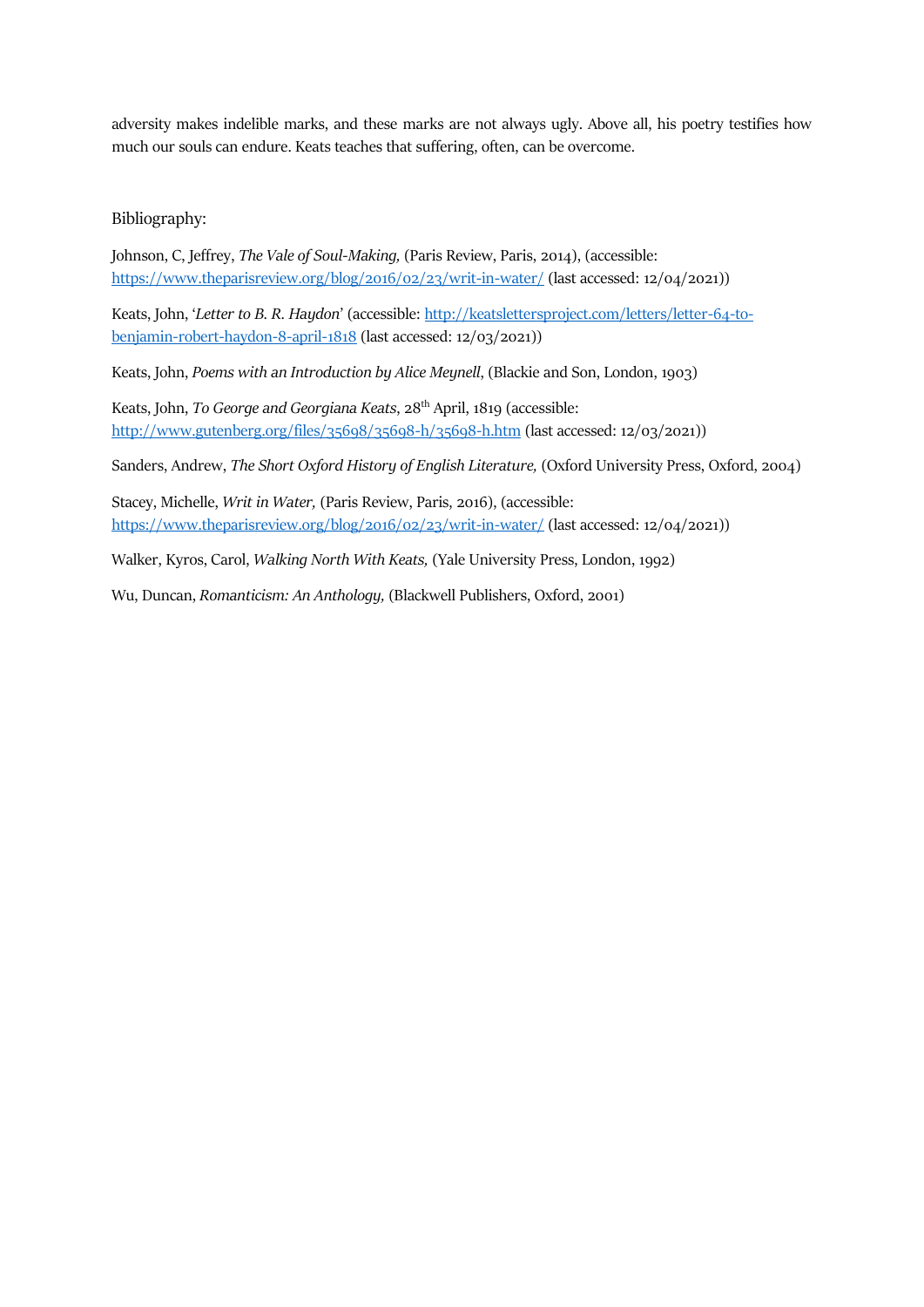adversity makes indelible marks, and these marks are not always ugly. Above all, his poetry testifies how much our souls can endure. Keats teaches that suffering, often, can be overcome.

## Bibliography:

Johnson, C, Jeffrey, *The Vale of Soul-Making,* (Paris Review, Paris, 2014), (accessible: https://www.theparisreview.org/blog/2016/02/23/writ-in-water/ (last accessed: 12/04/2021))

Keats, John, '*Letter to B. R. Haydon*' (accessible: http://keatslettersproject.com/letters/letter-64-to-benjamin-robert-haydon-8-april-1818 (last accessed: 12/03/2021))

Keats, John, *Poems with an Introduction by Alice Meynell*, (Blackie and Son, London, 1903)

Keats, John, *To George and Georgiana Keats*, 28th April, 1819 (accessible: http://www.gutenberg.org/files/35698/35698-h/35698-h.htm (last accessed: 12/03/2021))

Sanders, Andrew, *The Short Oxford History of English Literature,* (Oxford University Press, Oxford, 2004)

Stacey, Michelle, *Writ in Water,* (Paris Review, Paris, 2016), (accessible: https://www.theparisreview.org/blog/2016/02/23/writ-in-water/ (last accessed: 12/04/2021))

Walker, Kyros, Carol, *Walking North With Keats,* (Yale University Press, London, 1992)

Wu, Duncan, *Romanticism: An Anthology,* (Blackwell Publishers, Oxford, 2001)